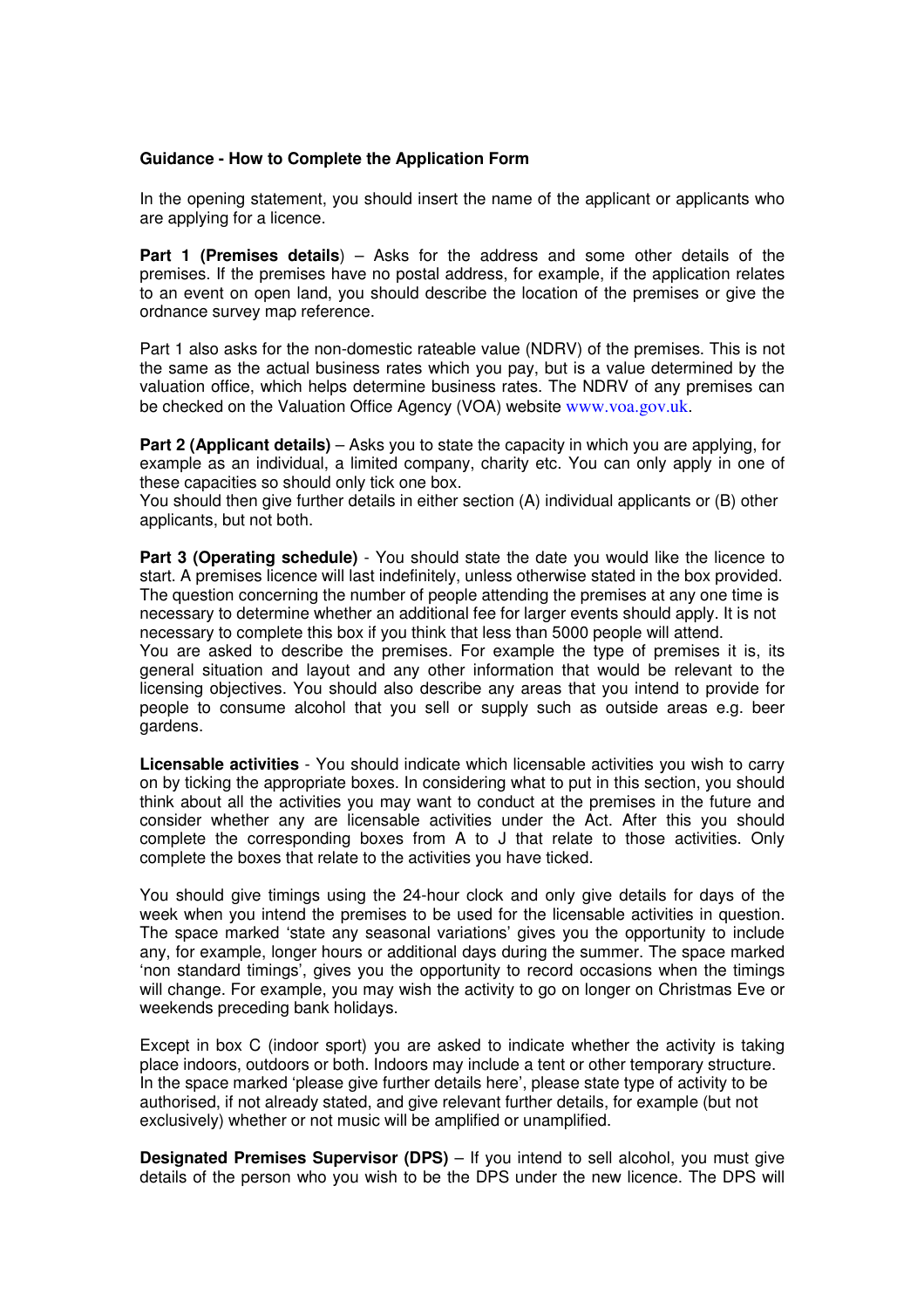**Guidance - How to Complete the Application Form**

In the opening statement, you should insert the name of the applicant or applicants who are applying for a licence.

**Part 1 (Premises details**) – Asks for the address and some other details of the premises. If the premises have no postal address, for example, if the application relates to an event on open land, you should describe the location of the premises or give the ordnance survey map reference.

Part 1 also asks for the non-domestic rateable value (NDRV) of the premises. This is not the same as the actual business rates which you pay, but is a value determined by the valuation office, which helps determine business rates. The NDRV of any premises can be checked on the Valuation Office Agency (VOA) website www.voa.gov.uk.

**Part 2 (Applicant details)** – Asks you to state the capacity in which you are applying, for example as an individual, a limited company, charity etc. You can only apply in one of these capacities so should only tick one box.
You should then give further details in either section (A) individual applicants or (B) other applicants, but not both.

**Part 3 (Operating schedule)** - You should state the date you would like the licence to start. A premises licence will last indefinitely, unless otherwise stated in the box provided. The question concerning the number of people attending the premises at any one time is necessary to determine whether an additional fee for larger events should apply. It is not necessary to complete this box if you think that less than 5000 people will attend.
You are asked to describe the premises. For example the type of premises it is, its general situation and layout and any other information that would be relevant to the licensing objectives. You should also describe any areas that you intend to provide for people to consume alcohol that you sell or supply such as outside areas e.g. beer gardens.

**Licensable activities** - You should indicate which licensable activities you wish to carry on by ticking the appropriate boxes. In considering what to put in this section, you should think about all the activities you may want to conduct at the premises in the future and consider whether any are licensable activities under the Act. After this you should complete the corresponding boxes from A to J that relate to those activities. Only complete the boxes that relate to the activities you have ticked.

You should give timings using the 24-hour clock and only give details for days of the week when you intend the premises to be used for the licensable activities in question. The space marked 'state any seasonal variations' gives you the opportunity to include any, for example, longer hours or additional days during the summer. The space marked 'non standard timings', gives you the opportunity to record occasions when the timings will change. For example, you may wish the activity to go on longer on Christmas Eve or weekends preceding bank holidays.

Except in box C (indoor sport) you are asked to indicate whether the activity is taking place indoors, outdoors or both. Indoors may include a tent or other temporary structure. In the space marked 'please give further details here', please state type of activity to be authorised, if not already stated, and give relevant further details, for example (but not exclusively) whether or not music will be amplified or unamplified.

**Designated Premises Supervisor (DPS)** – If you intend to sell alcohol, you must give details of the person who you wish to be the DPS under the new licence. The DPS will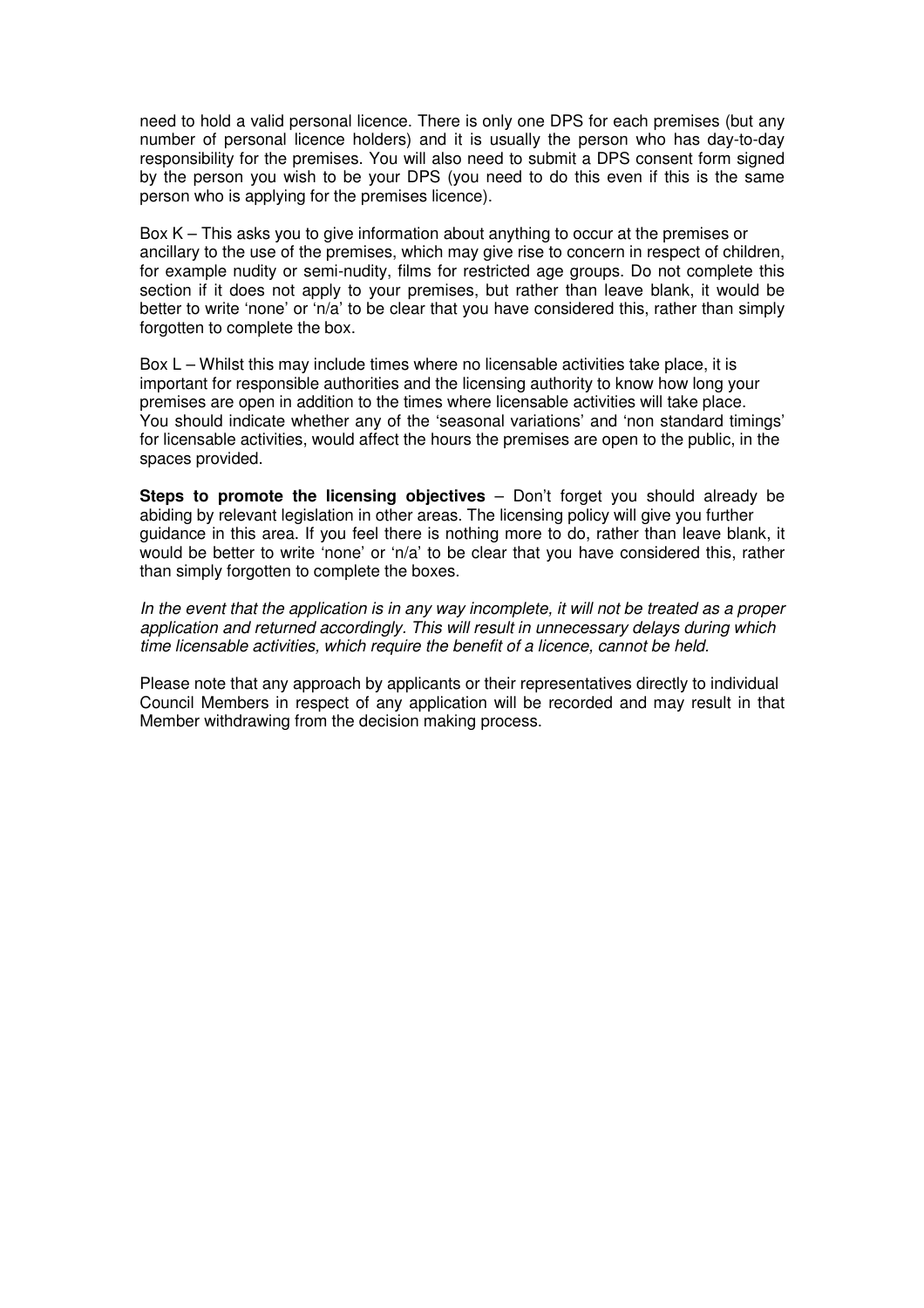need to hold a valid personal licence. There is only one DPS for each premises (but any number of personal licence holders) and it is usually the person who has day-to-day responsibility for the premises. You will also need to submit a DPS consent form signed by the person you wish to be your DPS (you need to do this even if this is the same person who is applying for the premises licence).

Box K – This asks you to give information about anything to occur at the premises or ancillary to the use of the premises, which may give rise to concern in respect of children, for example nudity or semi-nudity, films for restricted age groups. Do not complete this section if it does not apply to your premises, but rather than leave blank, it would be better to write 'none' or 'n/a' to be clear that you have considered this, rather than simply forgotten to complete the box.

Box L – Whilst this may include times where no licensable activities take place, it is important for responsible authorities and the licensing authority to know how long your premises are open in addition to the times where licensable activities will take place. You should indicate whether any of the 'seasonal variations' and 'non standard timings' for licensable activities, would affect the hours the premises are open to the public, in the spaces provided.

**Steps to promote the licensing objectives** – Don't forget you should already be abiding by relevant legislation in other areas. The licensing policy will give you further guidance in this area. If you feel there is nothing more to do, rather than leave blank, it would be better to write 'none' or 'n/a' to be clear that you have considered this, rather than simply forgotten to complete the boxes.

*In the event that the application is in any way incomplete, it will not be treated as a proper application and returned accordingly. This will result in unnecessary delays during which time licensable activities, which require the benefit of a licence, cannot be held.*

Please note that any approach by applicants or their representatives directly to individual Council Members in respect of any application will be recorded and may result in that Member withdrawing from the decision making process.